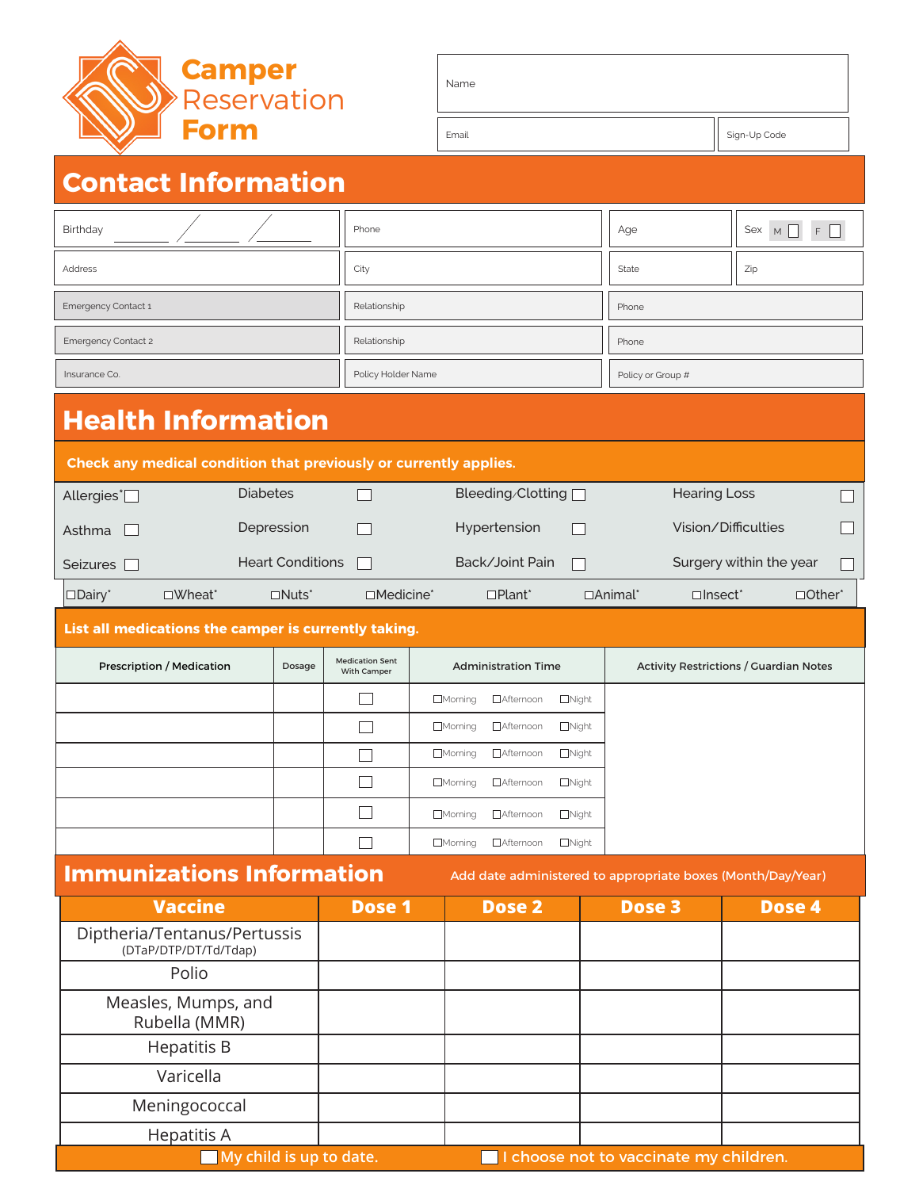# Camper Reservation Form

| Name | |
|---|---|
| Email | Sign-Up Code |

## Contact Information

| Birthday \_\_\_\_ / \_\_\_\_ / \_\_\_\_ | Phone | Age | Sex M ☐ F ☐ |
|---|---|---|---|
| Address | City | State | Zip |
| Emergency Contact 1 | Relationship | Phone | |
| Emergency Contact 2 | Relationship | Phone | |
| Insurance Co. | Policy Holder Name | Policy or Group # | |

## Health Information

**Check any medical condition that previously or currently applies.**

| | | | |
|---|---|---|---|
| Allergies* ☐ | Diabetes ☐ | Bleeding/Clotting ☐ | Hearing Loss ☐ |
| Asthma ☐ | Depression ☐ | Hypertension ☐ | Vision/Difficulties ☐ |
| Seizures ☐ | Heart Conditions ☐ | Back/Joint Pain ☐ | Surgery within the year ☐ |

☐Dairy* ☐Wheat* ☐Nuts* ☐Medicine* ☐Plant* ☐Animal* ☐Insect* ☐Other*

**List all medications the camper is currently taking.**

| Prescription / Medication | Dosage | Medication Sent With Camper | Administration Time | Activity Restrictions / Guardian Notes |
|---|---|---|---|---|
| | | ☐ | ☐Morning ☐Afternoon ☐Night | |
| | | ☐ | ☐Morning ☐Afternoon ☐Night | |
| | | ☐ | ☐Morning ☐Afternoon ☐Night | |
| | | ☐ | ☐Morning ☐Afternoon ☐Night | |
| | | ☐ | ☐Morning ☐Afternoon ☐Night | |
| | | ☐ | ☐Morning ☐Afternoon ☐Night | |

## Immunizations Information

Add date administered to appropriate boxes (Month/Day/Year)

| Vaccine | Dose 1 | Dose 2 | Dose 3 | Dose 4 |
|---|---|---|---|---|
| Diptheria/Tentanus/Pertussis (DTaP/DTP/DT/Td/Tdap) | | | | |
| Polio | | | | |
| Measles, Mumps, and Rubella (MMR) | | | | |
| Hepatitis B | | | | |
| Varicella | | | | |
| Meningococcal | | | | |
| Hepatitis A | | | | |

☐ My child is up to date. ☐ I choose not to vaccinate my children.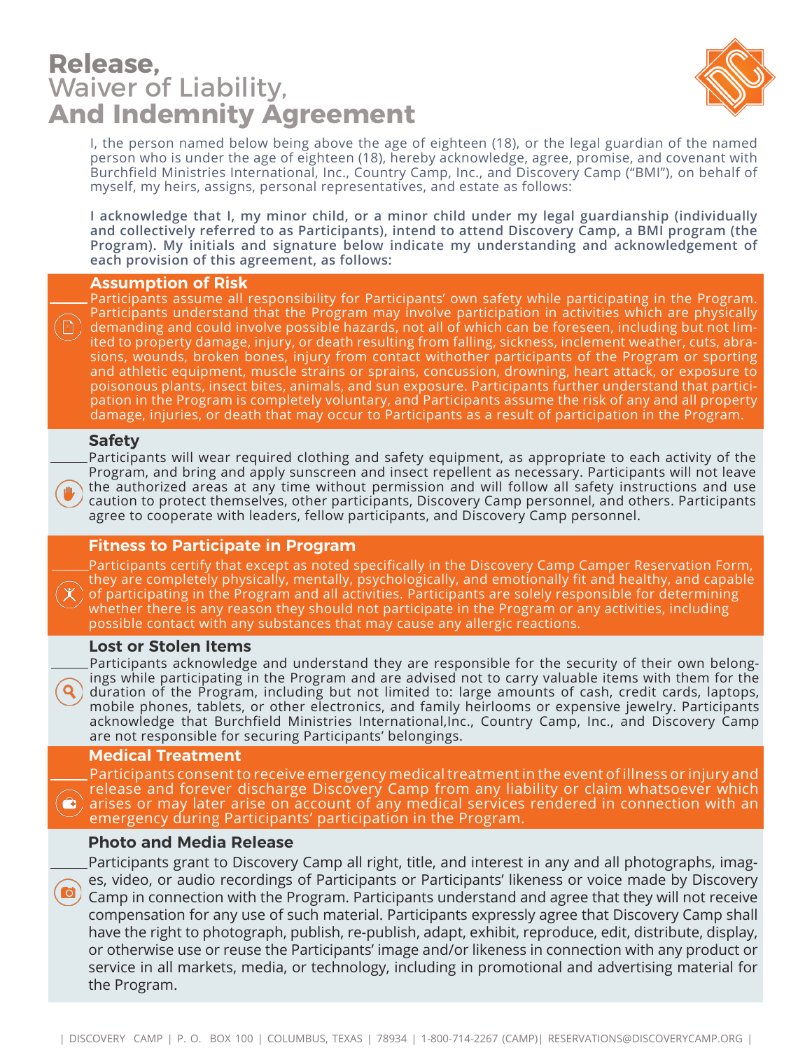# Release, Waiver of Liability, And Indemnity Agreement

I, the person named below being above the age of eighteen (18), or the legal guardian of the named person who is under the age of eighteen (18), hereby acknowledge, agree, promise, and covenant with Burchfield Ministries International, Inc., Country Camp, Inc., and Discovery Camp ("BMI"), on behalf of myself, my heirs, assigns, personal representatives, and estate as follows:

**I acknowledge that I, my minor child, or a minor child under my legal guardianship (individually and collectively referred to as Participants), intend to attend Discovery Camp, a BMI program (the Program). My initials and signature below indicate my understanding and acknowledgement of each provision of this agreement, as follows:**

### Assumption of Risk

_____ Participants assume all responsibility for Participants' own safety while participating in the Program. Participants understand that the Program may involve participation in activities which are physically demanding and could involve possible hazards, not all of which can be foreseen, including but not limited to property damage, injury, or death resulting from falling, sickness, inclement weather, cuts, abrasions, wounds, broken bones, injury from contact withother participants of the Program or sporting and athletic equipment, muscle strains or sprains, concussion, drowning, heart attack, or exposure to poisonous plants, insect bites, animals, and sun exposure. Participants further understand that participation in the Program is completely voluntary, and Participants assume the risk of any and all property damage, injuries, or death that may occur to Participants as a result of participation in the Program.

### Safety

_____ Participants will wear required clothing and safety equipment, as appropriate to each activity of the Program, and bring and apply sunscreen and insect repellent as necessary. Participants will not leave the authorized areas at any time without permission and will follow all safety instructions and use caution to protect themselves, other participants, Discovery Camp personnel, and others. Participants agree to cooperate with leaders, fellow participants, and Discovery Camp personnel.

### Fitness to Participate in Program

_____ Participants certify that except as noted specifically in the Discovery Camp Camper Reservation Form, they are completely physically, mentally, psychologically, and emotionally fit and healthy, and capable of participating in the Program and all activities. Participants are solely responsible for determining whether there is any reason they should not participate in the Program or any activities, including possible contact with any substances that may cause any allergic reactions.

### Lost or Stolen Items

_____ Participants acknowledge and understand they are responsible for the security of their own belongings while participating in the Program and are advised not to carry valuable items with them for the duration of the Program, including but not limited to: large amounts of cash, credit cards, laptops, mobile phones, tablets, or other electronics, and family heirlooms or expensive jewelry. Participants acknowledge that Burchfield Ministries International,Inc., Country Camp, Inc., and Discovery Camp are not responsible for securing Participants' belongings.

### Medical Treatment

_____ Participants consent to receive emergency medical treatment in the event of illness or injury and release and forever discharge Discovery Camp from any liability or claim whatsoever which arises or may later arise on account of any medical services rendered in connection with an emergency during Participants' participation in the Program.

### Photo and Media Release

_____ Participants grant to Discovery Camp all right, title, and interest in any and all photographs, images, video, or audio recordings of Participants or Participants' likeness or voice made by Discovery Camp in connection with the Program. Participants understand and agree that they will not receive compensation for any use of such material. Participants expressly agree that Discovery Camp shall have the right to photograph, publish, re-publish, adapt, exhibit, reproduce, edit, distribute, display, or otherwise use or reuse the Participants' image and/or likeness in connection with any product or service in all markets, media, or technology, including in promotional and advertising material for the Program.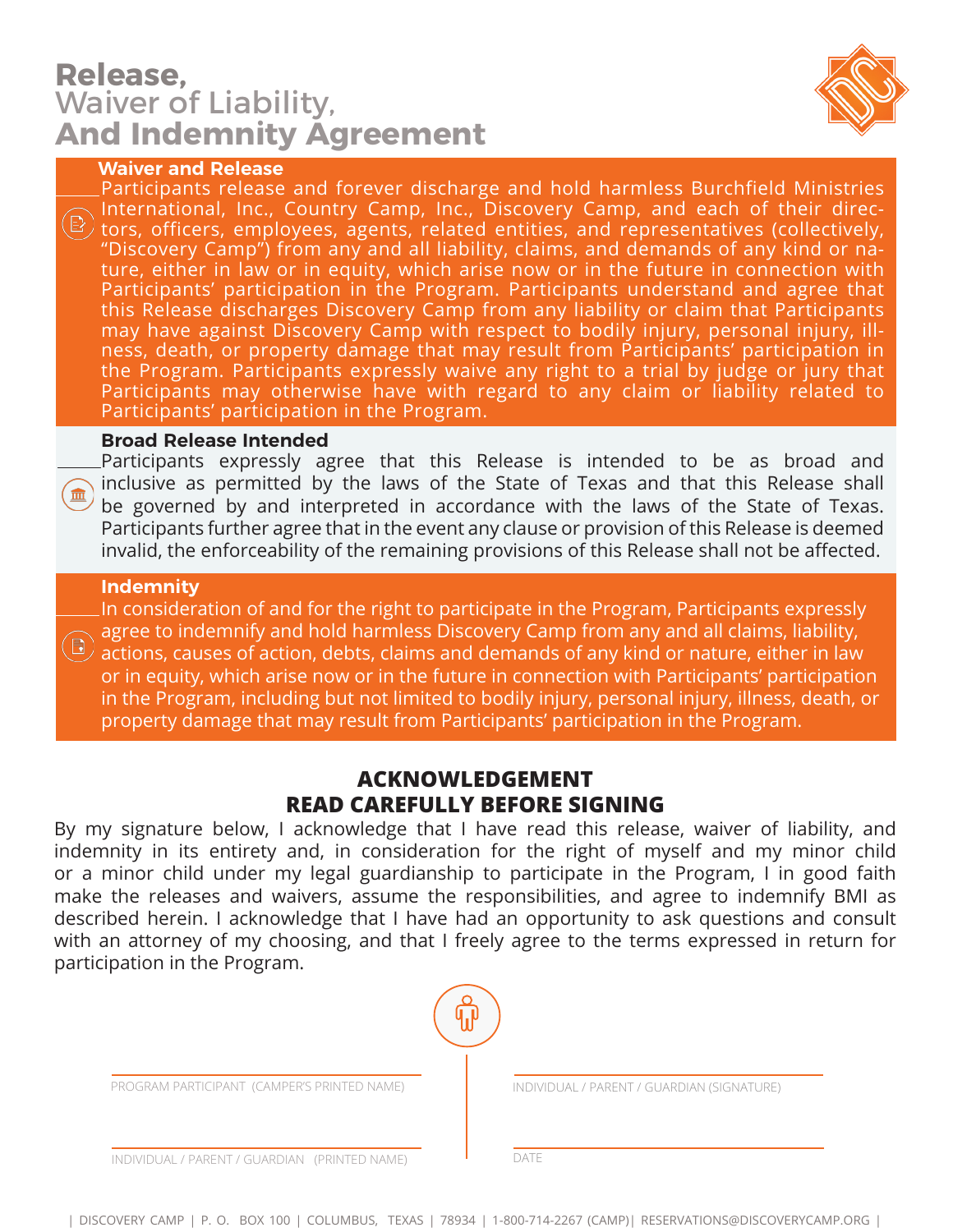# Release, Waiver of Liability, And Indemnity Agreement

### Waiver and Release

_____Participants release and forever discharge and hold harmless Burchfield Ministries International, Inc., Country Camp, Inc., Discovery Camp, and each of their directors, officers, employees, agents, related entities, and representatives (collectively, "Discovery Camp") from any and all liability, claims, and demands of any kind or nature, either in law or in equity, which arise now or in the future in connection with Participants' participation in the Program. Participants understand and agree that this Release discharges Discovery Camp from any liability or claim that Participants may have against Discovery Camp with respect to bodily injury, personal injury, illness, death, or property damage that may result from Participants' participation in the Program. Participants expressly waive any right to a trial by judge or jury that Participants may otherwise have with regard to any claim or liability related to Participants' participation in the Program.

### Broad Release Intended

_____Participants expressly agree that this Release is intended to be as broad and inclusive as permitted by the laws of the State of Texas and that this Release shall be governed by and interpreted in accordance with the laws of the State of Texas. Participants further agree that in the event any clause or provision of this Release is deemed invalid, the enforceability of the remaining provisions of this Release shall not be affected.

### Indemnity

_____In consideration of and for the right to participate in the Program, Participants expressly agree to indemnify and hold harmless Discovery Camp from any and all claims, liability, actions, causes of action, debts, claims and demands of any kind or nature, either in law or in equity, which arise now or in the future in connection with Participants' participation in the Program, including but not limited to bodily injury, personal injury, illness, death, or property damage that may result from Participants' participation in the Program.

## ACKNOWLEDGEMENT
## READ CAREFULLY BEFORE SIGNING

By my signature below, I acknowledge that I have read this release, waiver of liability, and indemnity in its entirety and, in consideration for the right of myself and my minor child or a minor child under my legal guardianship to participate in the Program, I in good faith make the releases and waivers, assume the responsibilities, and agree to indemnify BMI as described herein. I acknowledge that I have had an opportunity to ask questions and consult with an attorney of my choosing, and that I freely agree to the terms expressed in return for participation in the Program.

_______________________________
PROGRAM PARTICIPANT (CAMPER'S PRINTED NAME)

_______________________________
INDIVIDUAL / PARENT / GUARDIAN (SIGNATURE)

_______________________________
INDIVIDUAL / PARENT / GUARDIAN (PRINTED NAME)

_______________________________
DATE

| DISCOVERY CAMP | P. O. BOX 100 | COLUMBUS, TEXAS | 78934 | 1-800-714-2267 (CAMP)| RESERVATIONS@DISCOVERYCAMP.ORG |